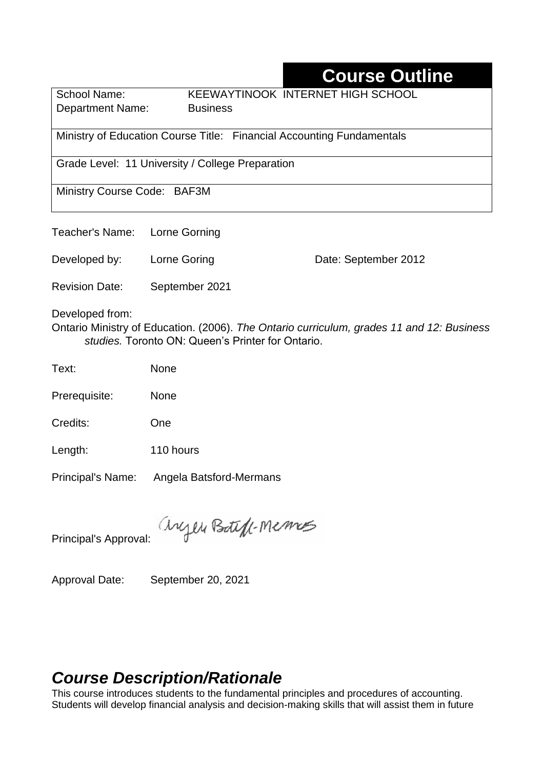# Course Outline

| School Name: | KEEWAYTINOOK INTERNET HIGH SCHOOL |
|---|---|
| Department Name: | Business |

Ministry of Education Course Title: Financial Accounting Fundamentals

Grade Level: 11 University / College Preparation

Ministry Course Code: BAF3M

Teacher's Name: Lorne Gorning

Developed by: Lorne Goring Date: September 2012

Revision Date: September 2021

Developed from:
Ontario Ministry of Education. (2006). *The Ontario curriculum, grades 11 and 12: Business studies.* Toronto ON: Queen's Printer for Ontario.

Text: None

Prerequisite: None

Credits: One

Length: 110 hours

Principal's Name: Angela Batsford-Mermans

Principal's Approval: Angela Batsford-Mermans

Approval Date: September 20, 2021

## *Course Description/Rationale*

This course introduces students to the fundamental principles and procedures of accounting. Students will develop financial analysis and decision-making skills that will assist them in future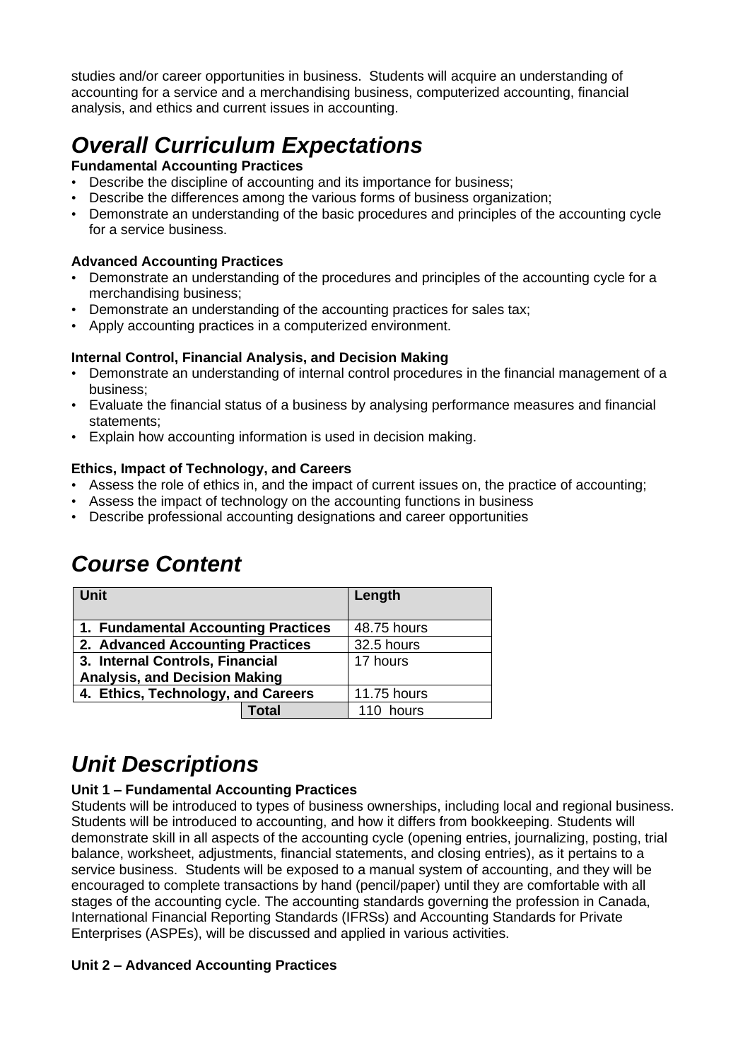studies and/or career opportunities in business. Students will acquire an understanding of accounting for a service and a merchandising business, computerized accounting, financial analysis, and ethics and current issues in accounting.

# *Overall Curriculum Expectations*

**Fundamental Accounting Practices**

- Describe the discipline of accounting and its importance for business;
- Describe the differences among the various forms of business organization;
- Demonstrate an understanding of the basic procedures and principles of the accounting cycle for a service business.

**Advanced Accounting Practices**

- Demonstrate an understanding of the procedures and principles of the accounting cycle for a merchandising business;
- Demonstrate an understanding of the accounting practices for sales tax;
- Apply accounting practices in a computerized environment.

**Internal Control, Financial Analysis, and Decision Making**

- Demonstrate an understanding of internal control procedures in the financial management of a business;
- Evaluate the financial status of a business by analysing performance measures and financial statements;
- Explain how accounting information is used in decision making.

**Ethics, Impact of Technology, and Careers**

- Assess the role of ethics in, and the impact of current issues on, the practice of accounting;
- Assess the impact of technology on the accounting functions in business
- Describe professional accounting designations and career opportunities

# *Course Content*

| Unit | Length |
|---|---|
| **1. Fundamental Accounting Practices** | 48.75 hours |
| **2. Advanced Accounting Practices** | 32.5 hours |
| **3. Internal Controls, Financial Analysis, and Decision Making** | 17 hours |
| **4. Ethics, Technology, and Careers** | 11.75 hours |
| **Total** | 110 hours |

# *Unit Descriptions*

**Unit 1 – Fundamental Accounting Practices**

Students will be introduced to types of business ownerships, including local and regional business. Students will be introduced to accounting, and how it differs from bookkeeping. Students will demonstrate skill in all aspects of the accounting cycle (opening entries, journalizing, posting, trial balance, worksheet, adjustments, financial statements, and closing entries), as it pertains to a service business. Students will be exposed to a manual system of accounting, and they will be encouraged to complete transactions by hand (pencil/paper) until they are comfortable with all stages of the accounting cycle. The accounting standards governing the profession in Canada, International Financial Reporting Standards (IFRSs) and Accounting Standards for Private Enterprises (ASPEs), will be discussed and applied in various activities.

**Unit 2 – Advanced Accounting Practices**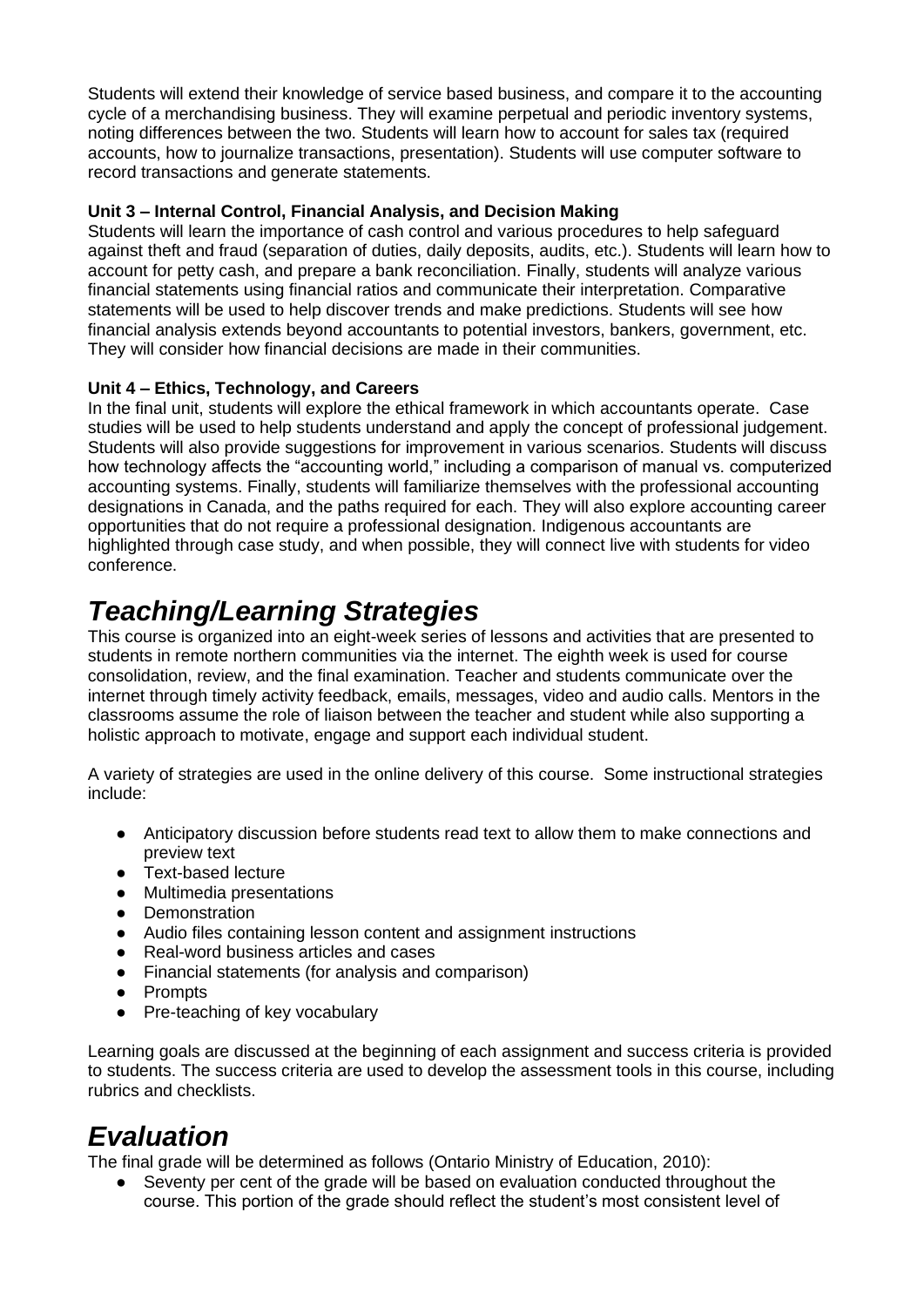Students will extend their knowledge of service based business, and compare it to the accounting cycle of a merchandising business. They will examine perpetual and periodic inventory systems, noting differences between the two. Students will learn how to account for sales tax (required accounts, how to journalize transactions, presentation). Students will use computer software to record transactions and generate statements.

**Unit 3 – Internal Control, Financial Analysis, and Decision Making**
Students will learn the importance of cash control and various procedures to help safeguard against theft and fraud (separation of duties, daily deposits, audits, etc.). Students will learn how to account for petty cash, and prepare a bank reconciliation. Finally, students will analyze various financial statements using financial ratios and communicate their interpretation. Comparative statements will be used to help discover trends and make predictions. Students will see how financial analysis extends beyond accountants to potential investors, bankers, government, etc. They will consider how financial decisions are made in their communities.

**Unit 4 – Ethics, Technology, and Careers**
In the final unit, students will explore the ethical framework in which accountants operate. Case studies will be used to help students understand and apply the concept of professional judgement. Students will also provide suggestions for improvement in various scenarios. Students will discuss how technology affects the "accounting world," including a comparison of manual vs. computerized accounting systems. Finally, students will familiarize themselves with the professional accounting designations in Canada, and the paths required for each. They will also explore accounting career opportunities that do not require a professional designation. Indigenous accountants are highlighted through case study, and when possible, they will connect live with students for video conference.

# *Teaching/Learning Strategies*

This course is organized into an eight-week series of lessons and activities that are presented to students in remote northern communities via the internet. The eighth week is used for course consolidation, review, and the final examination. Teacher and students communicate over the internet through timely activity feedback, emails, messages, video and audio calls. Mentors in the classrooms assume the role of liaison between the teacher and student while also supporting a holistic approach to motivate, engage and support each individual student.

A variety of strategies are used in the online delivery of this course. Some instructional strategies include:

- Anticipatory discussion before students read text to allow them to make connections and preview text
- Text-based lecture
- Multimedia presentations
- Demonstration
- Audio files containing lesson content and assignment instructions
- Real-word business articles and cases
- Financial statements (for analysis and comparison)
- Prompts
- Pre-teaching of key vocabulary

Learning goals are discussed at the beginning of each assignment and success criteria is provided to students. The success criteria are used to develop the assessment tools in this course, including rubrics and checklists.

# *Evaluation*

The final grade will be determined as follows (Ontario Ministry of Education, 2010):

- Seventy per cent of the grade will be based on evaluation conducted throughout the course. This portion of the grade should reflect the student's most consistent level of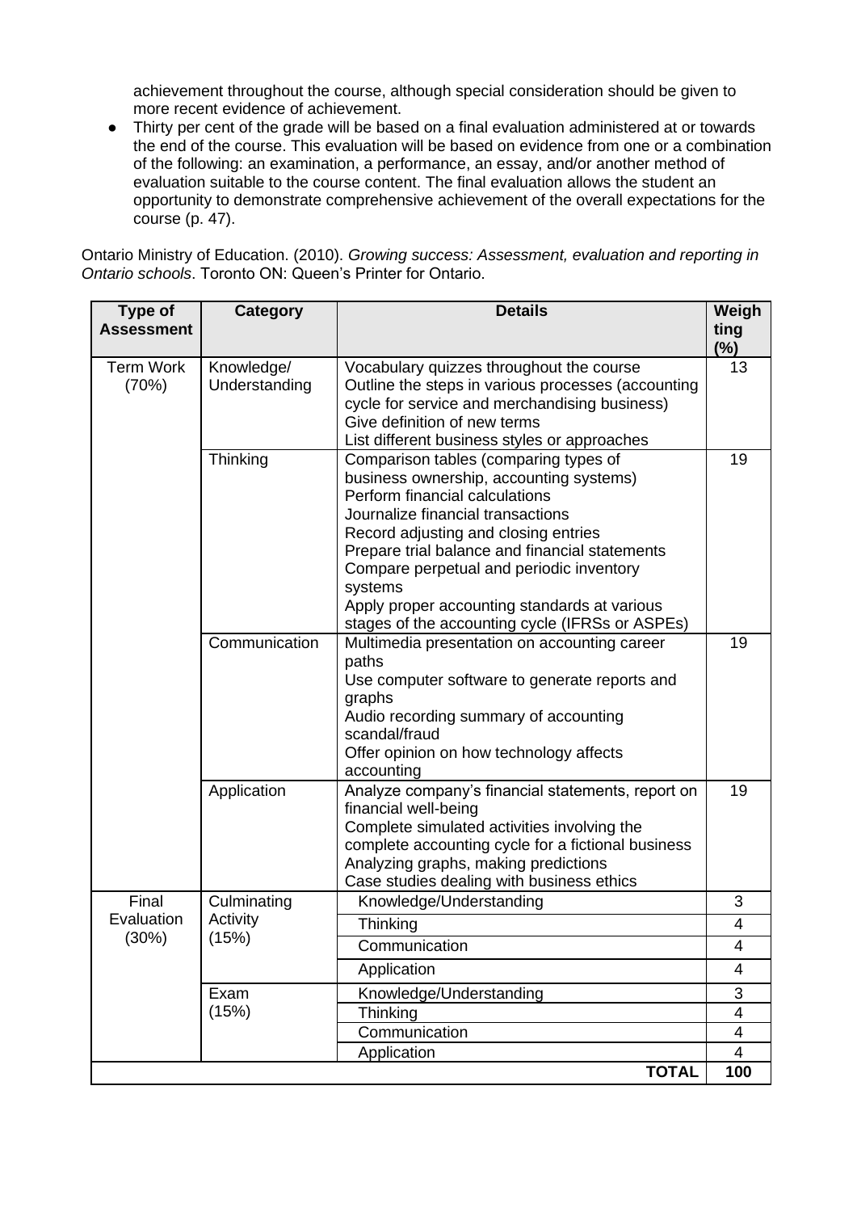achievement throughout the course, although special consideration should be given to more recent evidence of achievement.

- Thirty per cent of the grade will be based on a final evaluation administered at or towards the end of the course. This evaluation will be based on evidence from one or a combination of the following: an examination, a performance, an essay, and/or another method of evaluation suitable to the course content. The final evaluation allows the student an opportunity to demonstrate comprehensive achievement of the overall expectations for the course (p. 47).

Ontario Ministry of Education. (2010). *Growing success: Assessment, evaluation and reporting in Ontario schools*. Toronto ON: Queen's Printer for Ontario.

| Type of Assessment | Category | Details | Weighting (%) |
|---|---|---|---|
| Term Work (70%) | Knowledge/ Understanding | Vocabulary quizzes throughout the course<br>Outline the steps in various processes (accounting cycle for service and merchandising business)<br>Give definition of new terms<br>List different business styles or approaches | 13 |
| | Thinking | Comparison tables (comparing types of business ownership, accounting systems)<br>Perform financial calculations<br>Journalize financial transactions<br>Record adjusting and closing entries<br>Prepare trial balance and financial statements<br>Compare perpetual and periodic inventory systems<br>Apply proper accounting standards at various stages of the accounting cycle (IFRSs or ASPEs) | 19 |
| | Communication | Multimedia presentation on accounting career paths<br>Use computer software to generate reports and graphs<br>Audio recording summary of accounting scandal/fraud<br>Offer opinion on how technology affects accounting | 19 |
| | Application | Analyze company's financial statements, report on financial well-being<br>Complete simulated activities involving the complete accounting cycle for a fictional business<br>Analyzing graphs, making predictions<br>Case studies dealing with business ethics | 19 |
| Final Evaluation (30%) | Culminating Activity (15%) | Knowledge/Understanding | 3 |
| | | Thinking | 4 |
| | | Communication | 4 |
| | | Application | 4 |
| | Exam (15%) | Knowledge/Understanding | 3 |
| | | Thinking | 4 |
| | | Communication | 4 |
| | | Application | 4 |
| | | **TOTAL** | **100** |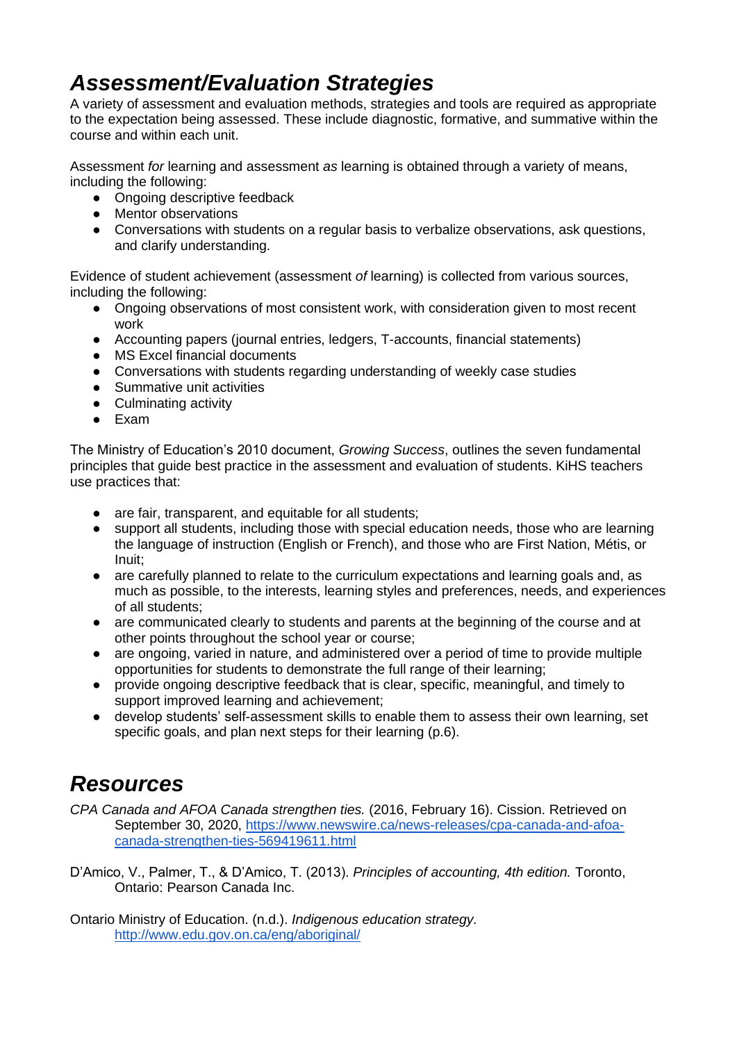## *Assessment/Evaluation Strategies*

A variety of assessment and evaluation methods, strategies and tools are required as appropriate to the expectation being assessed. These include diagnostic, formative, and summative within the course and within each unit.

Assessment *for* learning and assessment *as* learning is obtained through a variety of means, including the following:

- Ongoing descriptive feedback
- Mentor observations
- Conversations with students on a regular basis to verbalize observations, ask questions, and clarify understanding.

Evidence of student achievement (assessment *of* learning) is collected from various sources, including the following:

- Ongoing observations of most consistent work, with consideration given to most recent work
- Accounting papers (journal entries, ledgers, T-accounts, financial statements)
- MS Excel financial documents
- Conversations with students regarding understanding of weekly case studies
- Summative unit activities
- Culminating activity
- Exam

The Ministry of Education's 2010 document, *Growing Success*, outlines the seven fundamental principles that guide best practice in the assessment and evaluation of students. KiHS teachers use practices that:

- are fair, transparent, and equitable for all students;
- support all students, including those with special education needs, those who are learning the language of instruction (English or French), and those who are First Nation, Métis, or Inuit;
- are carefully planned to relate to the curriculum expectations and learning goals and, as much as possible, to the interests, learning styles and preferences, needs, and experiences of all students;
- are communicated clearly to students and parents at the beginning of the course and at other points throughout the school year or course;
- are ongoing, varied in nature, and administered over a period of time to provide multiple opportunities for students to demonstrate the full range of their learning;
- provide ongoing descriptive feedback that is clear, specific, meaningful, and timely to support improved learning and achievement;
- develop students' self-assessment skills to enable them to assess their own learning, set specific goals, and plan next steps for their learning (p.6).

## *Resources*

*CPA Canada and AFOA Canada strengthen ties.* (2016, February 16). Cission. Retrieved on September 30, 2020, https://www.newswire.ca/news-releases/cpa-canada-and-afoa-canada-strengthen-ties-569419611.html

D'Amico, V., Palmer, T., & D'Amico, T. (2013). *Principles of accounting, 4th edition.* Toronto, Ontario: Pearson Canada Inc.

Ontario Ministry of Education. (n.d.). *Indigenous education strategy.* http://www.edu.gov.on.ca/eng/aboriginal/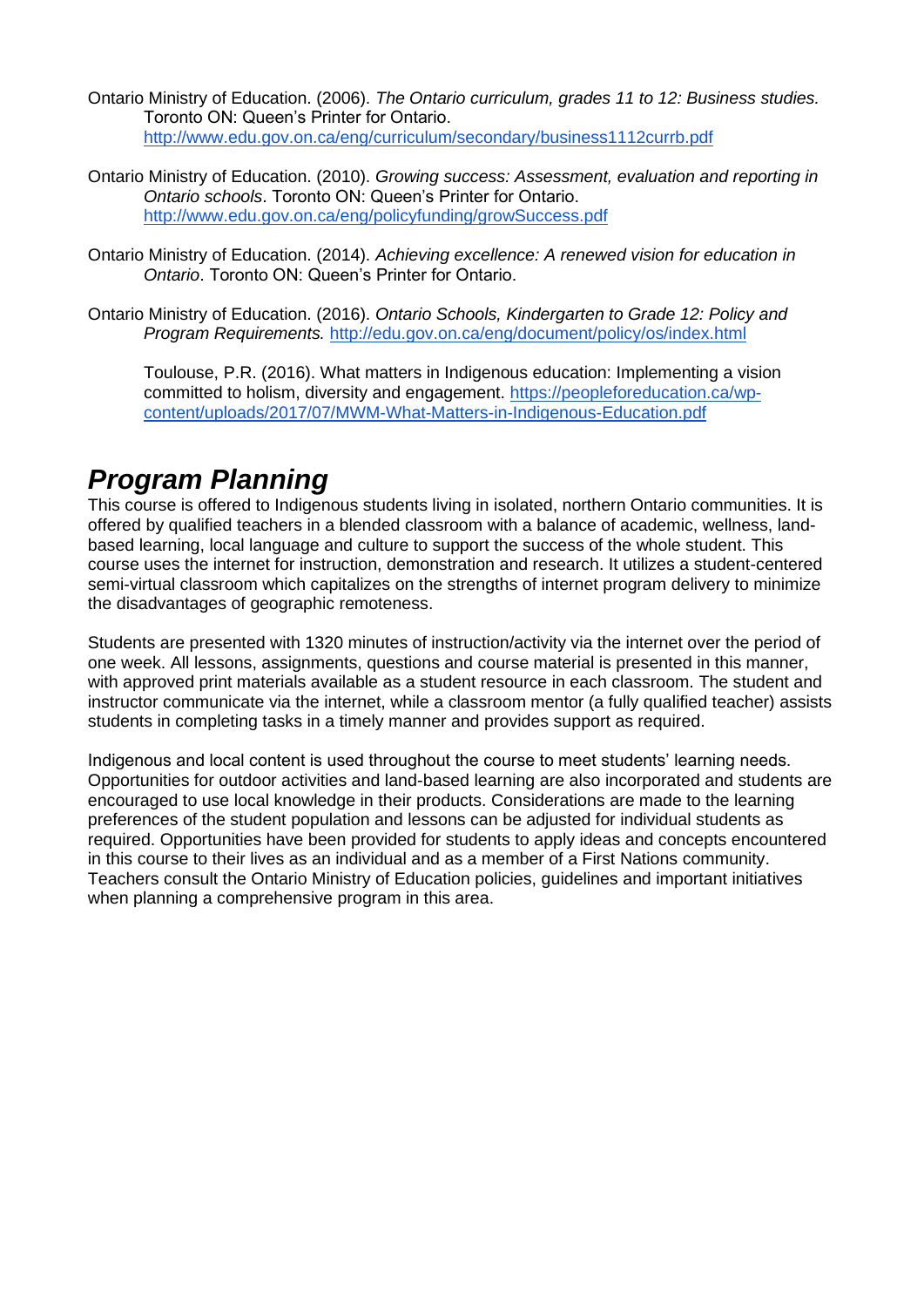Ontario Ministry of Education. (2006). *The Ontario curriculum, grades 11 to 12: Business studies.* Toronto ON: Queen's Printer for Ontario. http://www.edu.gov.on.ca/eng/curriculum/secondary/business1112currb.pdf

Ontario Ministry of Education. (2010). *Growing success: Assessment, evaluation and reporting in Ontario schools*. Toronto ON: Queen's Printer for Ontario. http://www.edu.gov.on.ca/eng/policyfunding/growSuccess.pdf

Ontario Ministry of Education. (2014). *Achieving excellence: A renewed vision for education in Ontario*. Toronto ON: Queen's Printer for Ontario.

Ontario Ministry of Education. (2016). *Ontario Schools, Kindergarten to Grade 12: Policy and Program Requirements.* http://edu.gov.on.ca/eng/document/policy/os/index.html

Toulouse, P.R. (2016). What matters in Indigenous education: Implementing a vision committed to holism, diversity and engagement. https://peopleforeducation.ca/wp-content/uploads/2017/07/MWM-What-Matters-in-Indigenous-Education.pdf

## *Program Planning*

This course is offered to Indigenous students living in isolated, northern Ontario communities. It is offered by qualified teachers in a blended classroom with a balance of academic, wellness, land-based learning, local language and culture to support the success of the whole student. This course uses the internet for instruction, demonstration and research. It utilizes a student-centered semi-virtual classroom which capitalizes on the strengths of internet program delivery to minimize the disadvantages of geographic remoteness.

Students are presented with 1320 minutes of instruction/activity via the internet over the period of one week. All lessons, assignments, questions and course material is presented in this manner, with approved print materials available as a student resource in each classroom. The student and instructor communicate via the internet, while a classroom mentor (a fully qualified teacher) assists students in completing tasks in a timely manner and provides support as required.

Indigenous and local content is used throughout the course to meet students' learning needs. Opportunities for outdoor activities and land-based learning are also incorporated and students are encouraged to use local knowledge in their products. Considerations are made to the learning preferences of the student population and lessons can be adjusted for individual students as required. Opportunities have been provided for students to apply ideas and concepts encountered in this course to their lives as an individual and as a member of a First Nations community. Teachers consult the Ontario Ministry of Education policies, guidelines and important initiatives when planning a comprehensive program in this area.